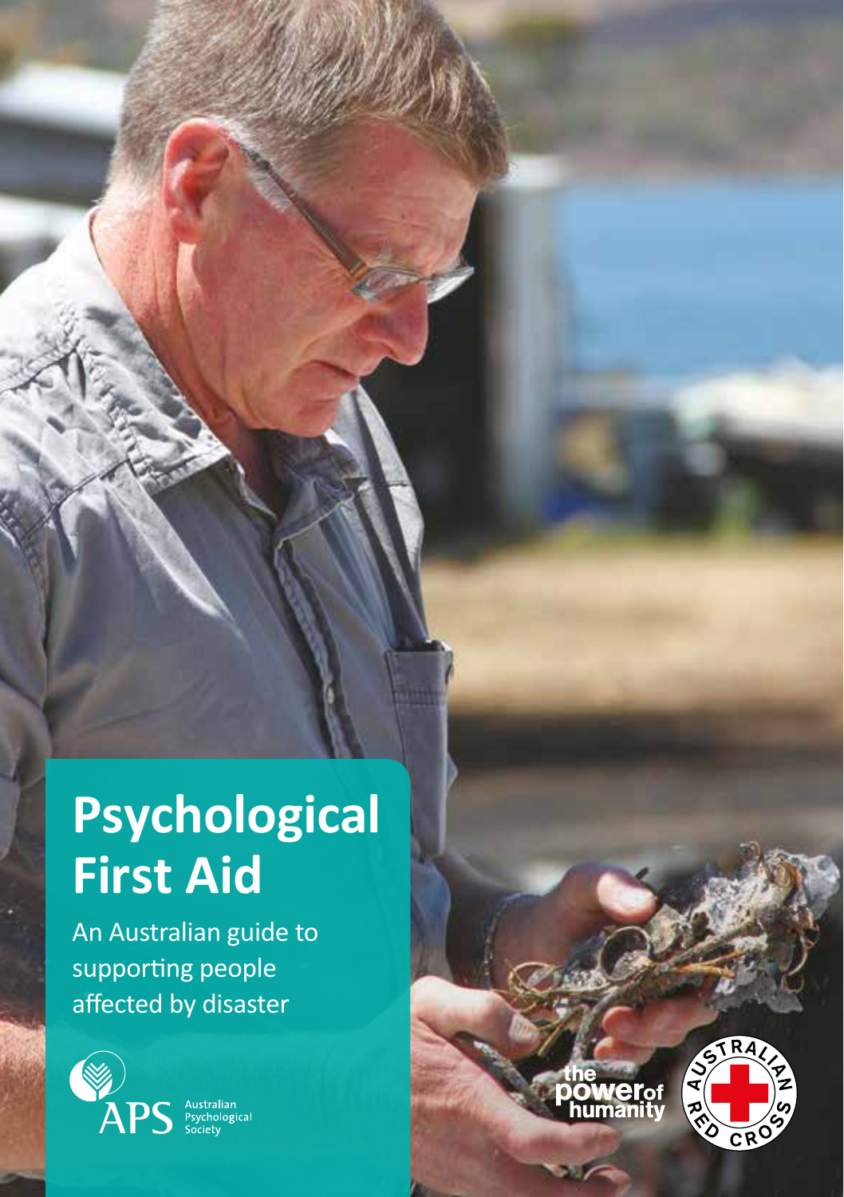# Psychological First Aid

An Australian guide to supporting people affected by disaster

APS Australian Psychological Society

the power of humanity

Australian Red Cross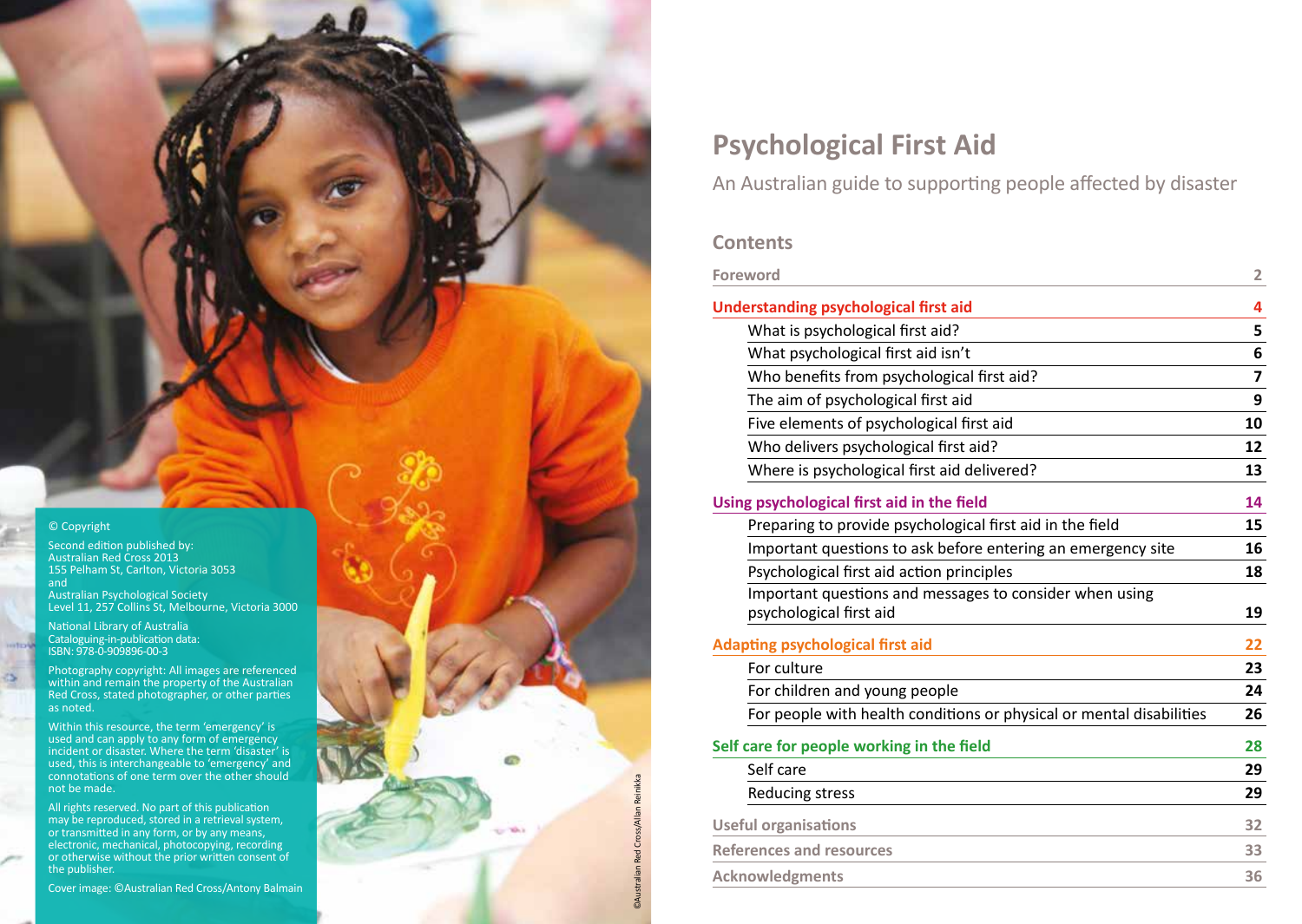© Copyright

Second edition published by:
Australian Red Cross 2013
155 Pelham St, Carlton, Victoria 3053
and
Australian Psychological Society
Level 11, 257 Collins St, Melbourne, Victoria 3000

National Library of Australia
Cataloguing-in-publication data:
ISBN: 978-0-909896-00-3

Photography copyright: All images are referenced within and remain the property of the Australian Red Cross, stated photographer, or other parties as noted.

Within this resource, the term 'emergency' is used and can apply to any form of emergency incident or disaster. Where the term 'disaster' is used, this is interchangeable to 'emergency' and connotations of one term over the other should not be made.

All rights reserved. No part of this publication may be reproduced, stored in a retrieval system, or transmitted in any form, or by any means, electronic, mechanical, photocopying, recording or otherwise without the prior written consent of the publisher.

Cover image: ©Australian Red Cross/Antony Balmain

©Australian Red Cross/Allan Reinikka

# Psychological First Aid

An Australian guide to supporting people affected by disaster

## Contents

| | |
|---|---|
| **Foreword** | 2 |
| **Understanding psychological first aid** | **4** |
| What is psychological first aid? | 5 |
| What psychological first aid isn't | 6 |
| Who benefits from psychological first aid? | 7 |
| The aim of psychological first aid | 9 |
| Five elements of psychological first aid | 10 |
| Who delivers psychological first aid? | 12 |
| Where is psychological first aid delivered? | 13 |
| **Using psychological first aid in the field** | **14** |
| Preparing to provide psychological first aid in the field | 15 |
| Important questions to ask before entering an emergency site | 16 |
| Psychological first aid action principles | 18 |
| Important questions and messages to consider when using psychological first aid | 19 |
| **Adapting psychological first aid** | **22** |
| For culture | 23 |
| For children and young people | 24 |
| For people with health conditions or physical or mental disabilities | 26 |
| **Self care for people working in the field** | **28** |
| Self care | 29 |
| Reducing stress | 29 |
| **Useful organisations** | 32 |
| **References and resources** | 33 |
| **Acknowledgments** | 36 |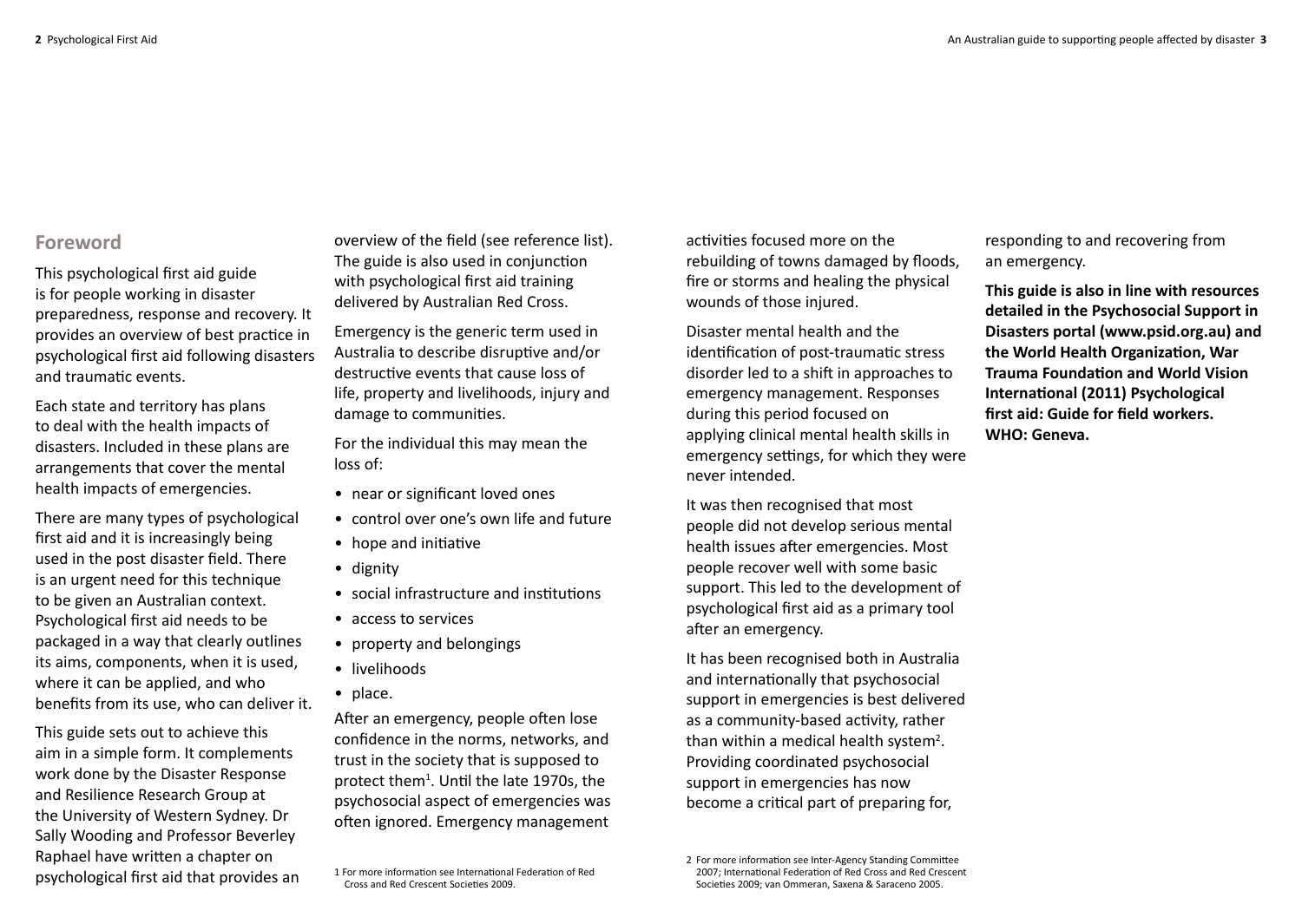## Foreword

This psychological first aid guide is for people working in disaster preparedness, response and recovery. It provides an overview of best practice in psychological first aid following disasters and traumatic events.

Each state and territory has plans to deal with the health impacts of disasters. Included in these plans are arrangements that cover the mental health impacts of emergencies.

There are many types of psychological first aid and it is increasingly being used in the post disaster field. There is an urgent need for this technique to be given an Australian context. Psychological first aid needs to be packaged in a way that clearly outlines its aims, components, when it is used, where it can be applied, and who benefits from its use, who can deliver it.

This guide sets out to achieve this aim in a simple form. It complements work done by the Disaster Response and Resilience Research Group at the University of Western Sydney. Dr Sally Wooding and Professor Beverley Raphael have written a chapter on psychological first aid that provides an overview of the field (see reference list). The guide is also used in conjunction with psychological first aid training delivered by Australian Red Cross.

Emergency is the generic term used in Australia to describe disruptive and/or destructive events that cause loss of life, property and livelihoods, injury and damage to communities.

For the individual this may mean the loss of:

- near or significant loved ones
- control over one's own life and future
- hope and initiative
- dignity
- social infrastructure and institutions
- access to services
- property and belongings
- livelihoods
- place.

After an emergency, people often lose confidence in the norms, networks, and trust in the society that is supposed to protect them[1]. Until the late 1970s, the psychosocial aspect of emergencies was often ignored. Emergency management activities focused more on the rebuilding of towns damaged by floods, fire or storms and healing the physical wounds of those injured.

Disaster mental health and the identification of post-traumatic stress disorder led to a shift in approaches to emergency management. Responses during this period focused on applying clinical mental health skills in emergency settings, for which they were never intended.

It was then recognised that most people did not develop serious mental health issues after emergencies. Most people recover well with some basic support. This led to the development of psychological first aid as a primary tool after an emergency.

It has been recognised both in Australia and internationally that psychosocial support in emergencies is best delivered as a community-based activity, rather than within a medical health system[2]. Providing coordinated psychosocial support in emergencies has now become a critical part of preparing for, responding to and recovering from an emergency.

**This guide is also in line with resources detailed in the Psychosocial Support in Disasters portal (www.psid.org.au) and the World Health Organization, War Trauma Foundation and World Vision International (2011) Psychological first aid: Guide for field workers. WHO: Geneva.**

1 For more information see International Federation of Red Cross and Red Crescent Societies 2009.

2 For more information see Inter-Agency Standing Committee 2007; International Federation of Red Cross and Red Crescent Societies 2009; van Ommeran, Saxena & Saraceno 2005.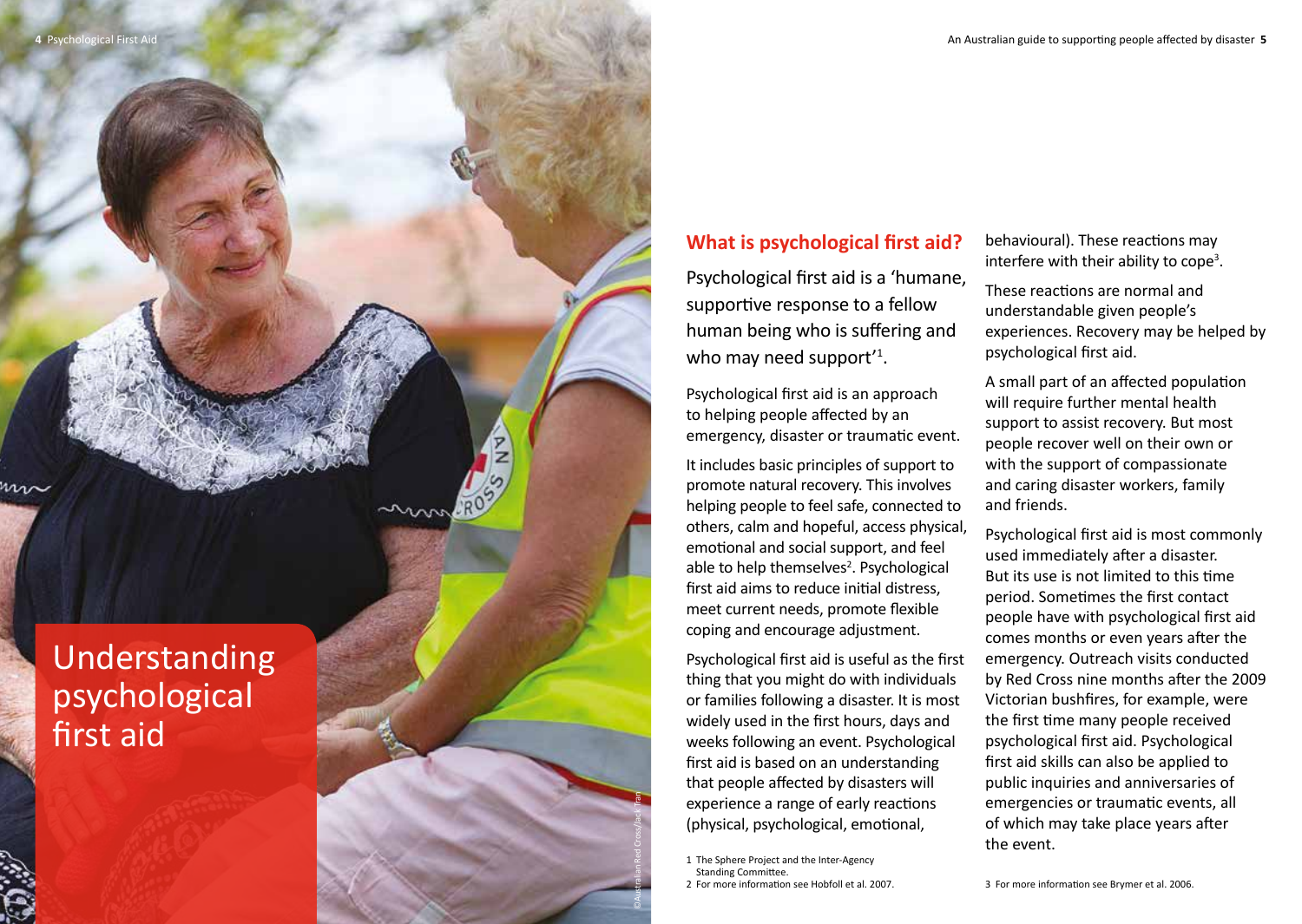# Understanding psychological first aid

## What is psychological first aid?

Psychological first aid is a 'humane, supportive response to a fellow human being who is suffering and who may need support'[1].

Psychological first aid is an approach to helping people affected by an emergency, disaster or traumatic event.

It includes basic principles of support to promote natural recovery. This involves helping people to feel safe, connected to others, calm and hopeful, access physical, emotional and social support, and feel able to help themselves[2]. Psychological first aid aims to reduce initial distress, meet current needs, promote flexible coping and encourage adjustment.

Psychological first aid is useful as the first thing that you might do with individuals or families following a disaster. It is most widely used in the first hours, days and weeks following an event. Psychological first aid is based on an understanding that people affected by disasters will experience a range of early reactions (physical, psychological, emotional, behavioural). These reactions may interfere with their ability to cope[3].

These reactions are normal and understandable given people's experiences. Recovery may be helped by psychological first aid.

A small part of an affected population will require further mental health support to assist recovery. But most people recover well on their own or with the support of compassionate and caring disaster workers, family and friends.

Psychological first aid is most commonly used immediately after a disaster. But its use is not limited to this time period. Sometimes the first contact people have with psychological first aid comes months or even years after the emergency. Outreach visits conducted by Red Cross nine months after the 2009 Victorian bushfires, for example, were the first time many people received psychological first aid. Psychological first aid skills can also be applied to public inquiries and anniversaries of emergencies or traumatic events, all of which may take place years after the event.

1 The Sphere Project and the Inter-Agency Standing Committee.
2 For more information see Hobfoll et al. 2007.
3 For more information see Brymer et al. 2006.

©Australian Red Cross/Jack Tran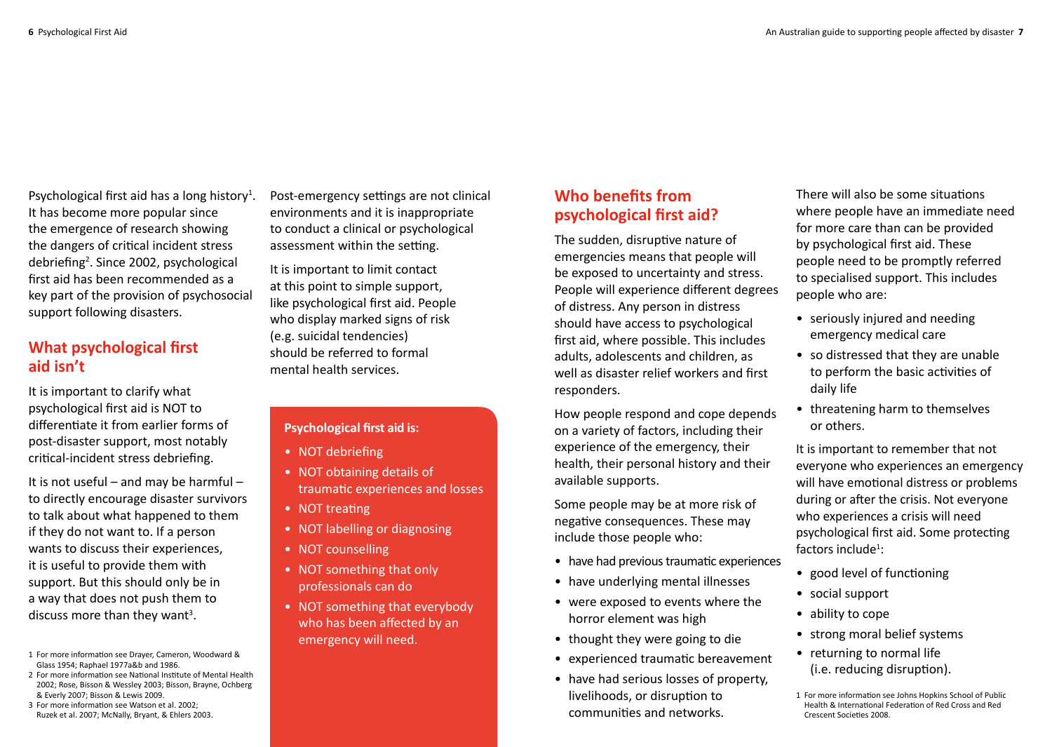Psychological first aid has a long history[1]. It has become more popular since the emergence of research showing the dangers of critical incident stress debriefing[2]. Since 2002, psychological first aid has been recommended as a key part of the provision of psychosocial support following disasters.

## What psychological first aid isn't

It is important to clarify what psychological first aid is NOT to differentiate it from earlier forms of post-disaster support, most notably critical-incident stress debriefing.

It is not useful – and may be harmful – to directly encourage disaster survivors to talk about what happened to them if they do not want to. If a person wants to discuss their experiences, it is useful to provide them with support. But this should only be in a way that does not push them to discuss more than they want[3].

1 For more information see Drayer, Cameron, Woodward & Glass 1954; Raphael 1977a&b and 1986.

2 For more information see National Institute of Mental Health 2002; Rose, Bisson & Wessley 2003; Bisson, Brayne, Ochberg & Everly 2007; Bisson & Lewis 2009.

3 For more information see Watson et al. 2002; Ruzek et al. 2007; McNally, Bryant, & Ehlers 2003.

Post-emergency settings are not clinical environments and it is inappropriate to conduct a clinical or psychological assessment within the setting.

It is important to limit contact at this point to simple support, like psychological first aid. People who display marked signs of risk (e.g. suicidal tendencies) should be referred to formal mental health services.

**Psychological first aid is:**

- NOT debriefing
- NOT obtaining details of traumatic experiences and losses
- NOT treating
- NOT labelling or diagnosing
- NOT counselling
- NOT something that only professionals can do
- NOT something that everybody who has been affected by an emergency will need.

## Who benefits from psychological first aid?

The sudden, disruptive nature of emergencies means that people will be exposed to uncertainty and stress. People will experience different degrees of distress. Any person in distress should have access to psychological first aid, where possible. This includes adults, adolescents and children, as well as disaster relief workers and first responders.

How people respond and cope depends on a variety of factors, including their experience of the emergency, their health, their personal history and their available supports.

Some people may be at more risk of negative consequences. These may include those people who:

- have had previous traumatic experiences
- have underlying mental illnesses
- were exposed to events where the horror element was high
- thought they were going to die
- experienced traumatic bereavement
- have had serious losses of property, livelihoods, or disruption to communities and networks.

There will also be some situations where people have an immediate need for more care than can be provided by psychological first aid. These people need to be promptly referred to specialised support. This includes people who are:

- seriously injured and needing emergency medical care
- so distressed that they are unable to perform the basic activities of daily life
- threatening harm to themselves or others.

It is important to remember that not everyone who experiences an emergency will have emotional distress or problems during or after the crisis. Not everyone who experiences a crisis will need psychological first aid. Some protecting factors include[1]:

- good level of functioning
- social support
- ability to cope
- strong moral belief systems
- returning to normal life (i.e. reducing disruption).

1 For more information see Johns Hopkins School of Public Health & International Federation of Red Cross and Red Crescent Societies 2008.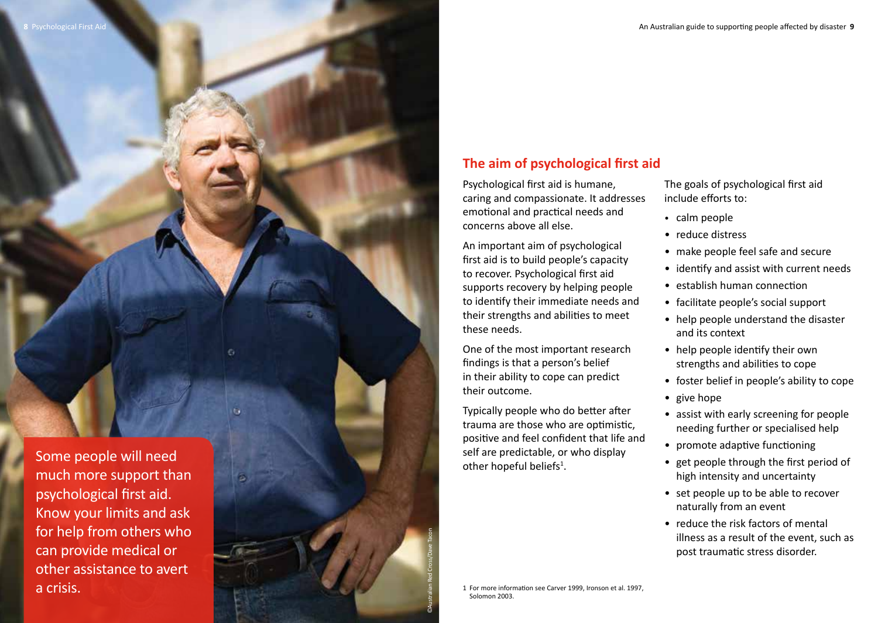Some people will need much more support than psychological first aid. Know your limits and ask for help from others who can provide medical or other assistance to avert a crisis.

©Australian Red Cross/Dave Tacon

## The aim of psychological first aid

Psychological first aid is humane, caring and compassionate. It addresses emotional and practical needs and concerns above all else.

An important aim of psychological first aid is to build people's capacity to recover. Psychological first aid supports recovery by helping people to identify their immediate needs and their strengths and abilities to meet these needs.

One of the most important research findings is that a person's belief in their ability to cope can predict their outcome.

Typically people who do better after trauma are those who are optimistic, positive and feel confident that life and self are predictable, or who display other hopeful beliefs[1].

The goals of psychological first aid include efforts to:

- calm people
- reduce distress
- make people feel safe and secure
- identify and assist with current needs
- establish human connection
- facilitate people's social support
- help people understand the disaster and its context
- help people identify their own strengths and abilities to cope
- foster belief in people's ability to cope
- give hope
- assist with early screening for people needing further or specialised help
- promote adaptive functioning
- get people through the first period of high intensity and uncertainty
- set people up to be able to recover naturally from an event
- reduce the risk factors of mental illness as a result of the event, such as post traumatic stress disorder.

1 For more information see Carver 1999, Ironson et al. 1997, Solomon 2003.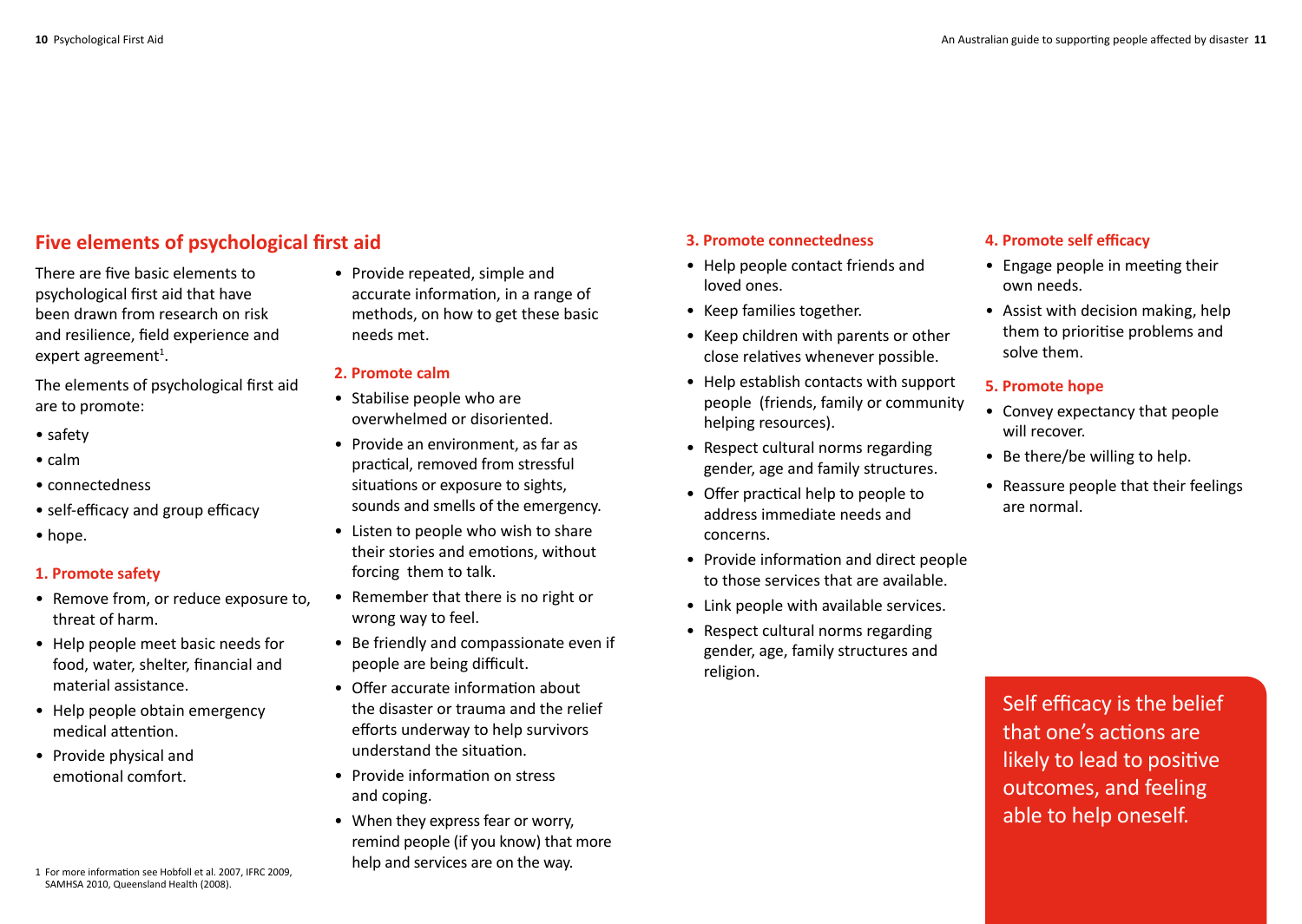## Five elements of psychological first aid

There are five basic elements to psychological first aid that have been drawn from research on risk and resilience, field experience and expert agreement[1].

The elements of psychological first aid are to promote:

- safety
- calm
- connectedness
- self-efficacy and group efficacy
- hope.

### 1. Promote safety

- Remove from, or reduce exposure to, threat of harm.
- Help people meet basic needs for food, water, shelter, financial and material assistance.
- Help people obtain emergency medical attention.
- Provide physical and emotional comfort.
- Provide repeated, simple and accurate information, in a range of methods, on how to get these basic needs met.

### 2. Promote calm

- Stabilise people who are overwhelmed or disoriented.
- Provide an environment, as far as practical, removed from stressful situations or exposure to sights, sounds and smells of the emergency.
- Listen to people who wish to share their stories and emotions, without forcing them to talk.
- Remember that there is no right or wrong way to feel.
- Be friendly and compassionate even if people are being difficult.
- Offer accurate information about the disaster or trauma and the relief efforts underway to help survivors understand the situation.
- Provide information on stress and coping.
- When they express fear or worry, remind people (if you know) that more help and services are on the way.

### 3. Promote connectedness

- Help people contact friends and loved ones.
- Keep families together.
- Keep children with parents or other close relatives whenever possible.
- Help establish contacts with support people (friends, family or community helping resources).
- Respect cultural norms regarding gender, age and family structures.
- Offer practical help to people to address immediate needs and concerns.
- Provide information and direct people to those services that are available.
- Link people with available services.
- Respect cultural norms regarding gender, age, family structures and religion.

### 4. Promote self efficacy

- Engage people in meeting their own needs.
- Assist with decision making, help them to prioritise problems and solve them.

### 5. Promote hope

- Convey expectancy that people will recover.
- Be there/be willing to help.
- Reassure people that their feelings are normal.

Self efficacy is the belief that one's actions are likely to lead to positive outcomes, and feeling able to help oneself.

1 For more information see Hobfoll et al. 2007, IFRC 2009, SAMHSA 2010, Queensland Health (2008).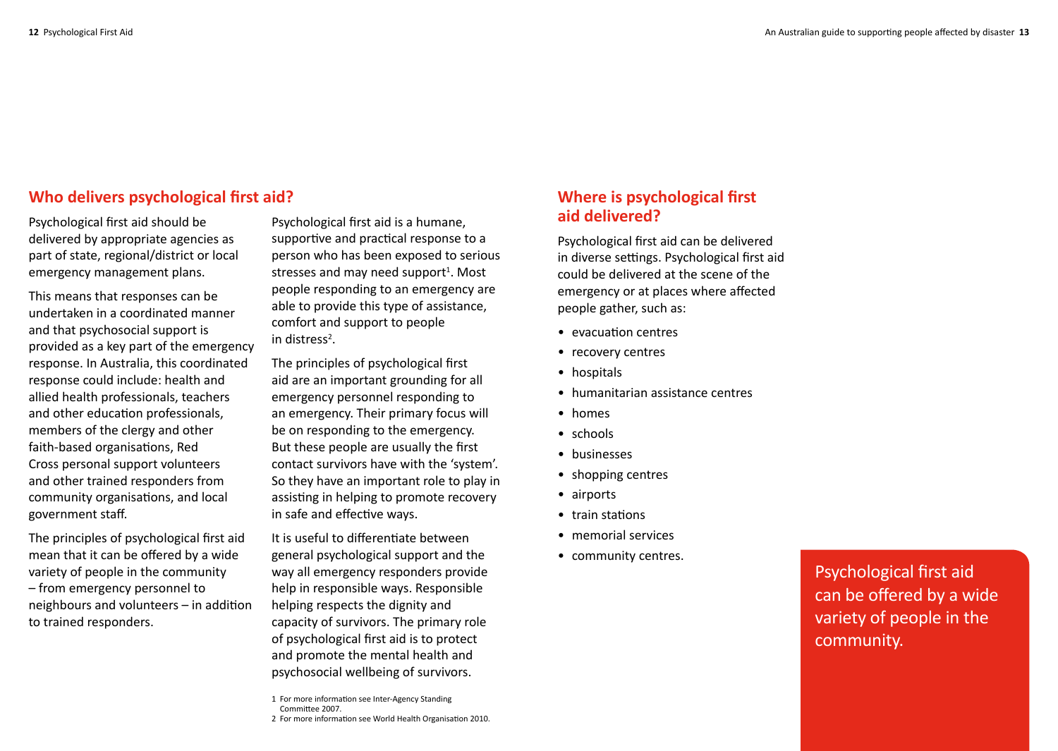## Who delivers psychological first aid?

Psychological first aid should be delivered by appropriate agencies as part of state, regional/district or local emergency management plans.

This means that responses can be undertaken in a coordinated manner and that psychosocial support is provided as a key part of the emergency response. In Australia, this coordinated response could include: health and allied health professionals, teachers and other education professionals, members of the clergy and other faith-based organisations, Red Cross personal support volunteers and other trained responders from community organisations, and local government staff.

The principles of psychological first aid mean that it can be offered by a wide variety of people in the community – from emergency personnel to neighbours and volunteers – in addition to trained responders.

Psychological first aid is a humane, supportive and practical response to a person who has been exposed to serious stresses and may need support[1]. Most people responding to an emergency are able to provide this type of assistance, comfort and support to people in distress[2].

The principles of psychological first aid are an important grounding for all emergency personnel responding to an emergency. Their primary focus will be on responding to the emergency. But these people are usually the first contact survivors have with the 'system'. So they have an important role to play in assisting in helping to promote recovery in safe and effective ways.

It is useful to differentiate between general psychological support and the way all emergency responders provide help in responsible ways. Responsible helping respects the dignity and capacity of survivors. The primary role of psychological first aid is to protect and promote the mental health and psychosocial wellbeing of survivors.

1 For more information see Inter-Agency Standing Committee 2007.
2 For more information see World Health Organisation 2010.

## Where is psychological first aid delivered?

Psychological first aid can be delivered in diverse settings. Psychological first aid could be delivered at the scene of the emergency or at places where affected people gather, such as:

- evacuation centres
- recovery centres
- hospitals
- humanitarian assistance centres
- homes
- schools
- businesses
- shopping centres
- airports
- train stations
- memorial services
- community centres.

Psychological first aid can be offered by a wide variety of people in the community.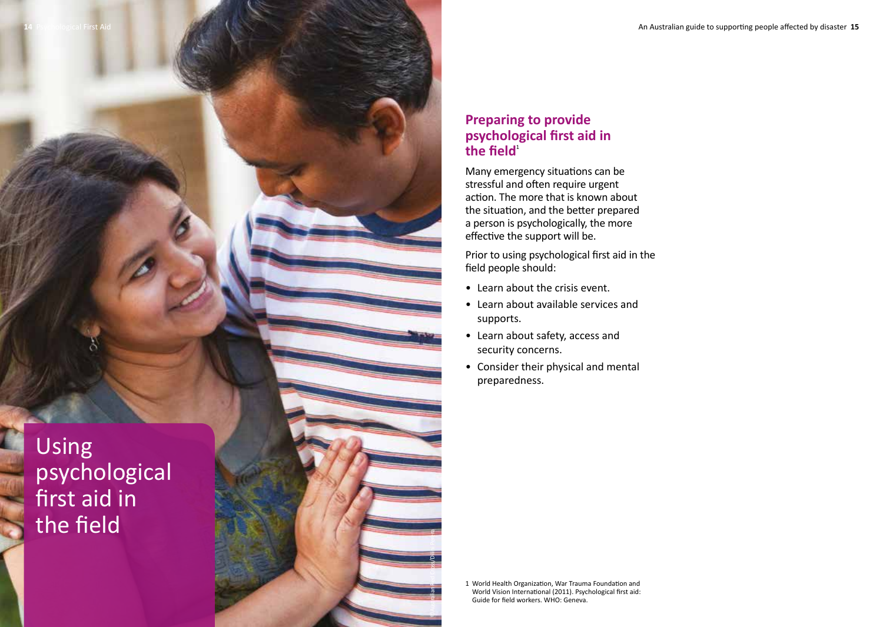# Using psychological first aid in the field

## Preparing to provide psychological first aid in the field[1]

Many emergency situations can be stressful and often require urgent action. The more that is known about the situation, and the better prepared a person is psychologically, the more effective the support will be.

Prior to using psychological first aid in the field people should:

- Learn about the crisis event.
- Learn about available services and supports.
- Learn about safety, access and security concerns.
- Consider their physical and mental preparedness.

1 World Health Organization, War Trauma Foundation and World Vision International (2011). Psychological first aid: Guide for field workers. WHO: Geneva.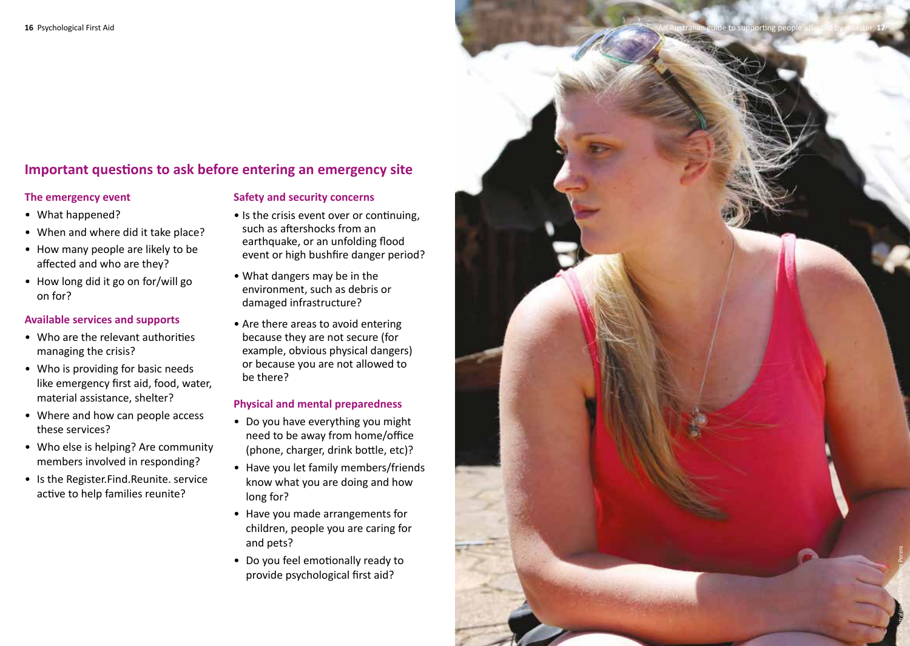## Important questions to ask before entering an emergency site

### The emergency event

- What happened?
- When and where did it take place?
- How many people are likely to be affected and who are they?
- How long did it go on for/will go on for?

### Available services and supports

- Who are the relevant authorities managing the crisis?
- Who is providing for basic needs like emergency first aid, food, water, material assistance, shelter?
- Where and how can people access these services?
- Who else is helping? Are community members involved in responding?
- Is the Register.Find.Reunite. service active to help families reunite?

### Safety and security concerns

- Is the crisis event over or continuing, such as aftershocks from an earthquake, or an unfolding flood event or high bushfire danger period?
- What dangers may be in the environment, such as debris or damaged infrastructure?
- Are there areas to avoid entering because they are not secure (for example, obvious physical dangers) or because you are not allowed to be there?

### Physical and mental preparedness

- Do you have everything you might need to be away from home/office (phone, charger, drink bottle, etc)?
- Have you let family members/friends know what you are doing and how long for?
- Have you made arrangements for children, people you are caring for and pets?
- Do you feel emotionally ready to provide psychological first aid?

©Australian Red Cross/Rohan Perera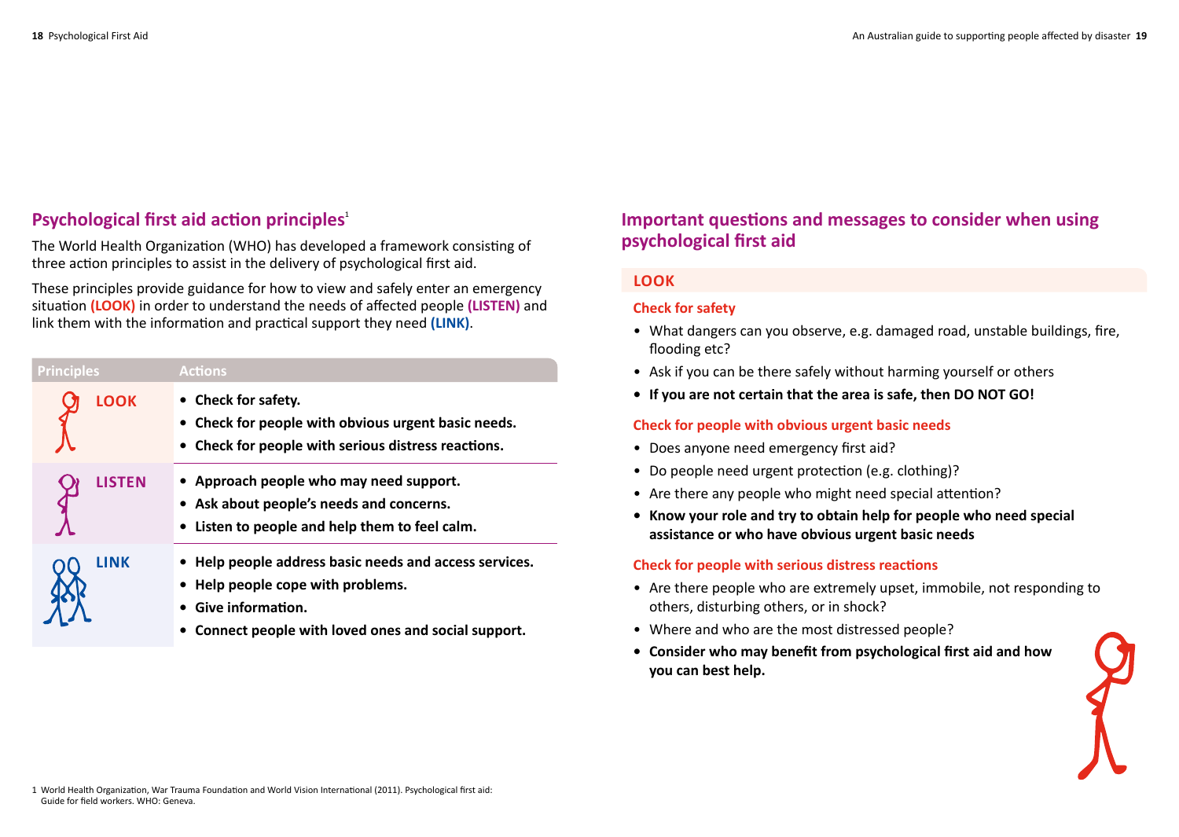## Psychological first aid action principles[1]

The World Health Organization (WHO) has developed a framework consisting of three action principles to assist in the delivery of psychological first aid.

These principles provide guidance for how to view and safely enter an emergency situation **(LOOK)** in order to understand the needs of affected people **(LISTEN)** and link them with the information and practical support they need **(LINK)**.

| Principles | Actions |
|---|---|
| LOOK | • **Check for safety.**<br>• **Check for people with obvious urgent basic needs.**<br>• **Check for people with serious distress reactions.** |
| LISTEN | • **Approach people who may need support.**<br>• **Ask about people's needs and concerns.**<br>• **Listen to people and help them to feel calm.** |
| LINK | • **Help people address basic needs and access services.**<br>• **Help people cope with problems.**<br>• **Give information.**<br>• **Connect people with loved ones and social support.** |

1 World Health Organization, War Trauma Foundation and World Vision International (2011). Psychological first aid: Guide for field workers. WHO: Geneva.

## Important questions and messages to consider when using psychological first aid

### LOOK

#### Check for safety

- What dangers can you observe, e.g. damaged road, unstable buildings, fire, flooding etc?
- Ask if you can be there safely without harming yourself or others
- **If you are not certain that the area is safe, then DO NOT GO!**

#### Check for people with obvious urgent basic needs

- Does anyone need emergency first aid?
- Do people need urgent protection (e.g. clothing)?
- Are there any people who might need special attention?
- **Know your role and try to obtain help for people who need special assistance or who have obvious urgent basic needs**

#### Check for people with serious distress reactions

- Are there people who are extremely upset, immobile, not responding to others, disturbing others, or in shock?
- Where and who are the most distressed people?
- **Consider who may benefit from psychological first aid and how you can best help.**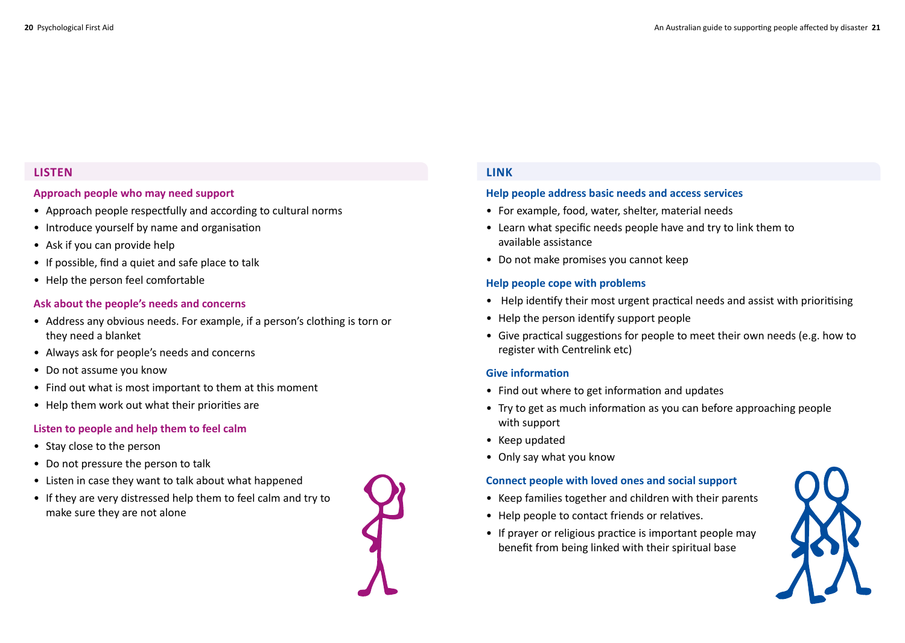## LISTEN

### Approach people who may need support

- Approach people respectfully and according to cultural norms
- Introduce yourself by name and organisation
- Ask if you can provide help
- If possible, find a quiet and safe place to talk
- Help the person feel comfortable

### Ask about the people's needs and concerns

- Address any obvious needs. For example, if a person's clothing is torn or they need a blanket
- Always ask for people's needs and concerns
- Do not assume you know
- Find out what is most important to them at this moment
- Help them work out what their priorities are

### Listen to people and help them to feel calm

- Stay close to the person
- Do not pressure the person to talk
- Listen in case they want to talk about what happened
- If they are very distressed help them to feel calm and try to make sure they are not alone

## LINK

### Help people address basic needs and access services

- For example, food, water, shelter, material needs
- Learn what specific needs people have and try to link them to available assistance
- Do not make promises you cannot keep

### Help people cope with problems

- Help identify their most urgent practical needs and assist with prioritising
- Help the person identify support people
- Give practical suggestions for people to meet their own needs (e.g. how to register with Centrelink etc)

### Give information

- Find out where to get information and updates
- Try to get as much information as you can before approaching people with support
- Keep updated
- Only say what you know

### Connect people with loved ones and social support

- Keep families together and children with their parents
- Help people to contact friends or relatives.
- If prayer or religious practice is important people may benefit from being linked with their spiritual base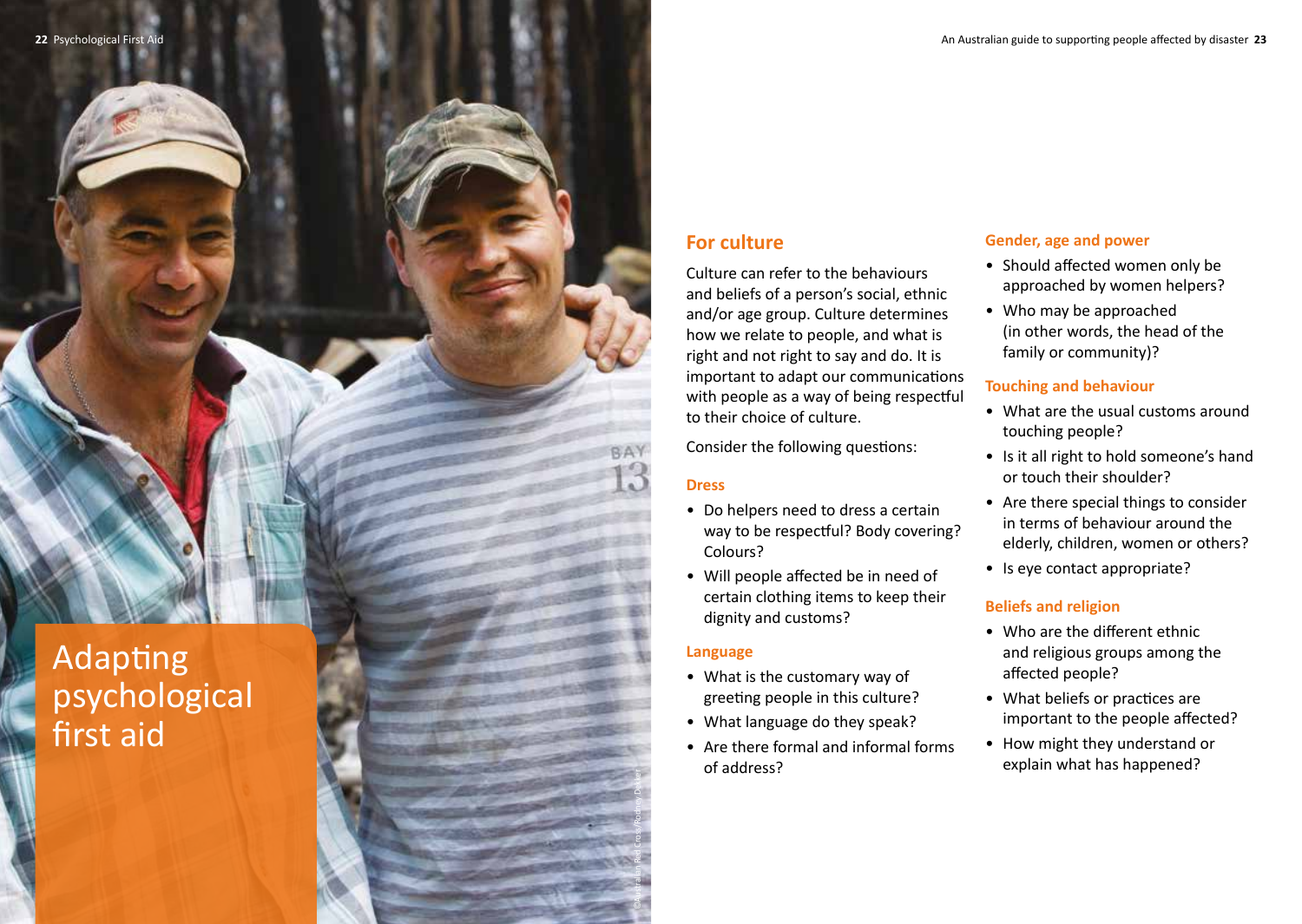# Adapting psychological first aid

## For culture

Culture can refer to the behaviours and beliefs of a person's social, ethnic and/or age group. Culture determines how we relate to people, and what is right and not right to say and do. It is important to adapt our communications with people as a way of being respectful to their choice of culture.

Consider the following questions:

### Dress

- Do helpers need to dress a certain way to be respectful? Body covering? Colours?
- Will people affected be in need of certain clothing items to keep their dignity and customs?

### Language

- What is the customary way of greeting people in this culture?
- What language do they speak?
- Are there formal and informal forms of address?

### Gender, age and power

- Should affected women only be approached by women helpers?
- Who may be approached (in other words, the head of the family or community)?

### Touching and behaviour

- What are the usual customs around touching people?
- Is it all right to hold someone's hand or touch their shoulder?
- Are there special things to consider in terms of behaviour around the elderly, children, women or others?
- Is eye contact appropriate?

### Beliefs and religion

- Who are the different ethnic and religious groups among the affected people?
- What beliefs or practices are important to the people affected?
- How might they understand or explain what has happened?

©Australian Red Cross/Rodney Dekker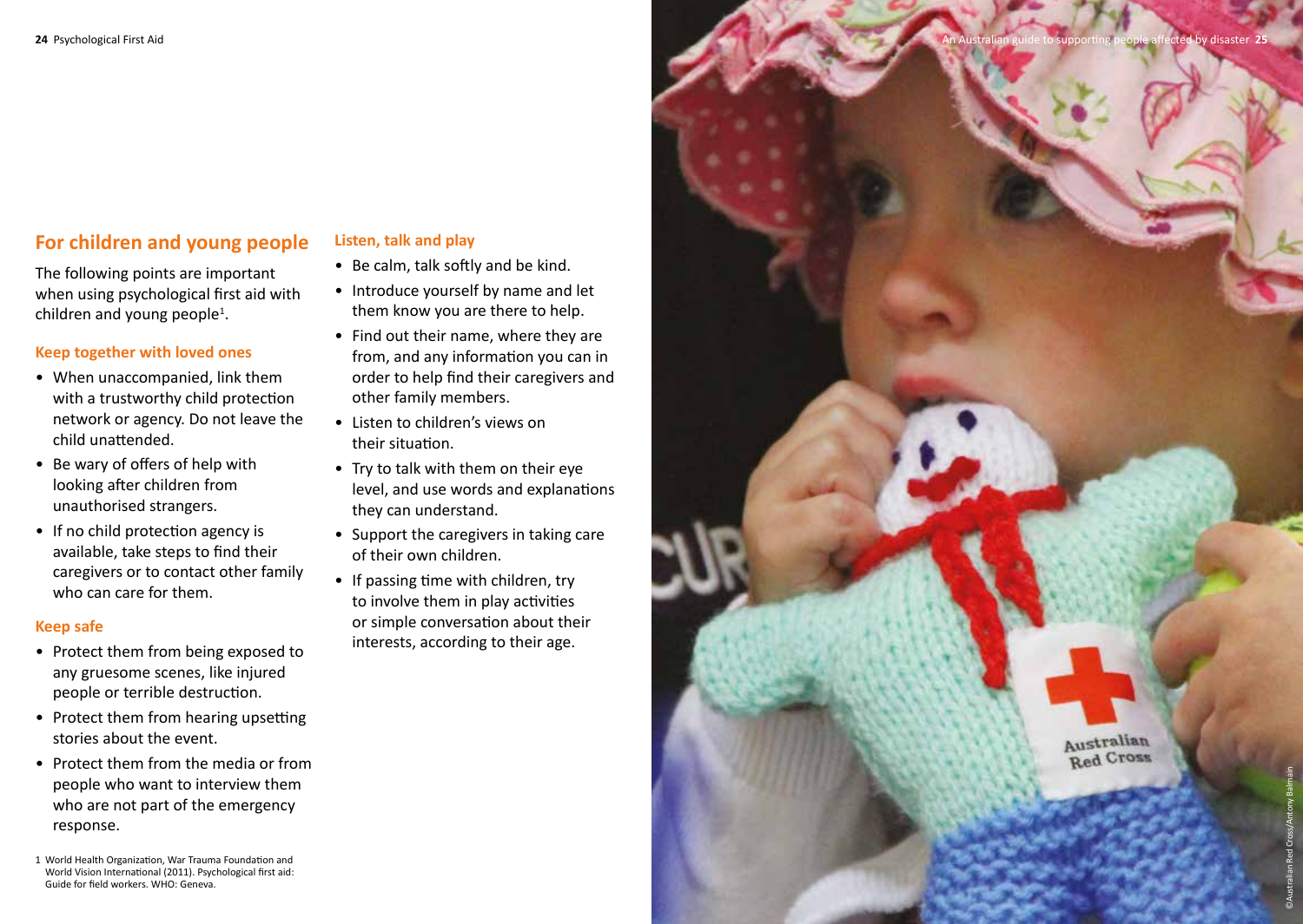## For children and young people

The following points are important when using psychological first aid with children and young people[1].

### Keep together with loved ones

- When unaccompanied, link them with a trustworthy child protection network or agency. Do not leave the child unattended.
- Be wary of offers of help with looking after children from unauthorised strangers.
- If no child protection agency is available, take steps to find their caregivers or to contact other family who can care for them.

### Keep safe

- Protect them from being exposed to any gruesome scenes, like injured people or terrible destruction.
- Protect them from hearing upsetting stories about the event.
- Protect them from the media or from people who want to interview them who are not part of the emergency response.

### Listen, talk and play

- Be calm, talk softly and be kind.
- Introduce yourself by name and let them know you are there to help.
- Find out their name, where they are from, and any information you can in order to help find their caregivers and other family members.
- Listen to children's views on their situation.
- Try to talk with them on their eye level, and use words and explanations they can understand.
- Support the caregivers in taking care of their own children.
- If passing time with children, try to involve them in play activities or simple conversation about their interests, according to their age.

1 World Health Organization, War Trauma Foundation and World Vision International (2011). Psychological first aid: Guide for field workers. WHO: Geneva.

©Australian Red Cross/Antony Balmain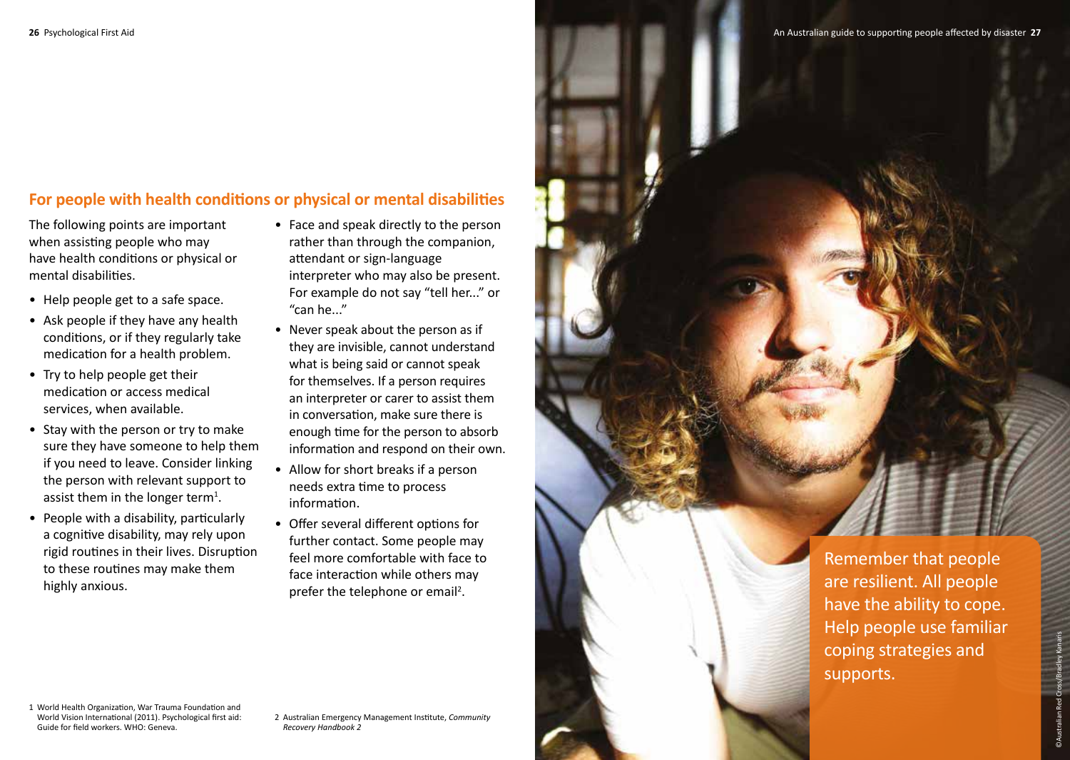## For people with health conditions or physical or mental disabilities

The following points are important when assisting people who may have health conditions or physical or mental disabilities.

- Help people get to a safe space.
- Ask people if they have any health conditions, or if they regularly take medication for a health problem.
- Try to help people get their medication or access medical services, when available.
- Stay with the person or try to make sure they have someone to help them if you need to leave. Consider linking the person with relevant support to assist them in the longer term[1].
- People with a disability, particularly a cognitive disability, may rely upon rigid routines in their lives. Disruption to these routines may make them highly anxious.
- Face and speak directly to the person rather than through the companion, attendant or sign-language interpreter who may also be present. For example do not say "tell her..." or "can he..."
- Never speak about the person as if they are invisible, cannot understand what is being said or cannot speak for themselves. If a person requires an interpreter or carer to assist them in conversation, make sure there is enough time for the person to absorb information and respond on their own.
- Allow for short breaks if a person needs extra time to process information.
- Offer several different options for further contact. Some people may feel more comfortable with face to face interaction while others may prefer the telephone or email[2].

Remember that people are resilient. All people have the ability to cope. Help people use familiar coping strategies and supports.

©Australian Red Cross/Bradley Kanaris

1 World Health Organization, War Trauma Foundation and World Vision International (2011). Psychological first aid: Guide for field workers. WHO: Geneva.

2 Australian Emergency Management Institute, *Community Recovery Handbook 2*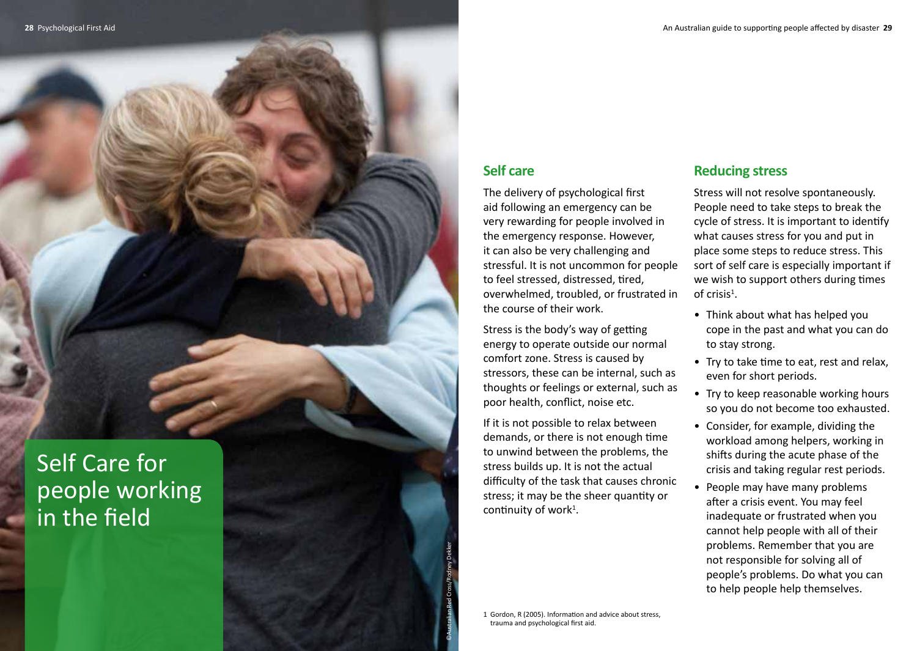# Self Care for people working in the field

©Australian Red Cross/Rodney Dekker

## Self care

The delivery of psychological first aid following an emergency can be very rewarding for people involved in the emergency response. However, it can also be very challenging and stressful. It is not uncommon for people to feel stressed, distressed, tired, overwhelmed, troubled, or frustrated in the course of their work.

Stress is the body's way of getting energy to operate outside our normal comfort zone. Stress is caused by stressors, these can be internal, such as thoughts or feelings or external, such as poor health, conflict, noise etc.

If it is not possible to relax between demands, or there is not enough time to unwind between the problems, the stress builds up. It is not the actual difficulty of the task that causes chronic stress; it may be the sheer quantity or continuity of work[1].

## Reducing stress

Stress will not resolve spontaneously. People need to take steps to break the cycle of stress. It is important to identify what causes stress for you and put in place some steps to reduce stress. This sort of self care is especially important if we wish to support others during times of crisis[1].

- Think about what has helped you cope in the past and what you can do to stay strong.
- Try to take time to eat, rest and relax, even for short periods.
- Try to keep reasonable working hours so you do not become too exhausted.
- Consider, for example, dividing the workload among helpers, working in shifts during the acute phase of the crisis and taking regular rest periods.
- People may have many problems after a crisis event. You may feel inadequate or frustrated when you cannot help people with all of their problems. Remember that you are not responsible for solving all of people's problems. Do what you can to help people help themselves.

1 Gordon, R (2005). Information and advice about stress, trauma and psychological first aid.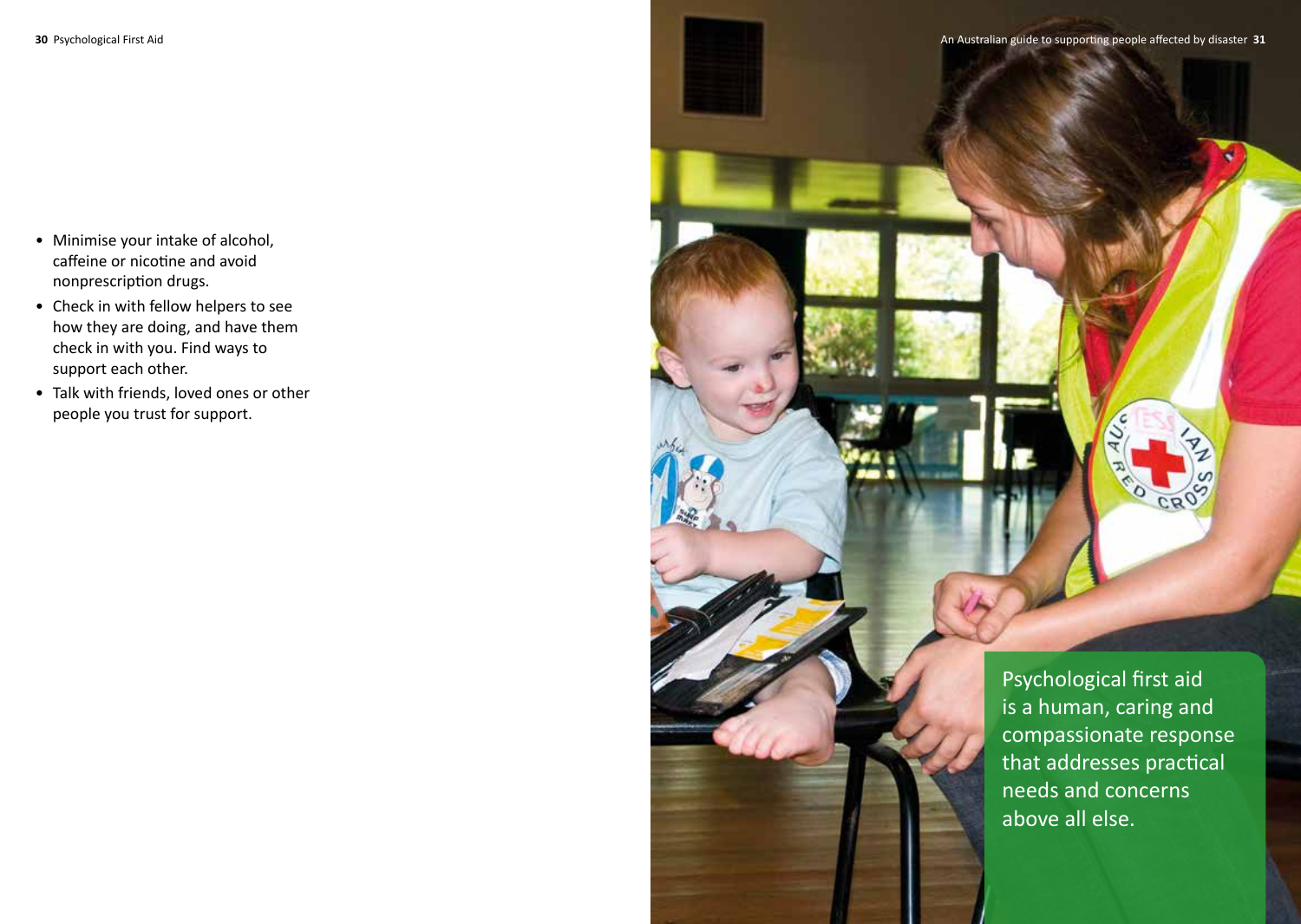- Minimise your intake of alcohol, caffeine or nicotine and avoid nonprescription drugs.
- Check in with fellow helpers to see how they are doing, and have them check in with you. Find ways to support each other.
- Talk with friends, loved ones or other people you trust for support.

Psychological first aid is a human, caring and compassionate response that addresses practical needs and concerns above all else.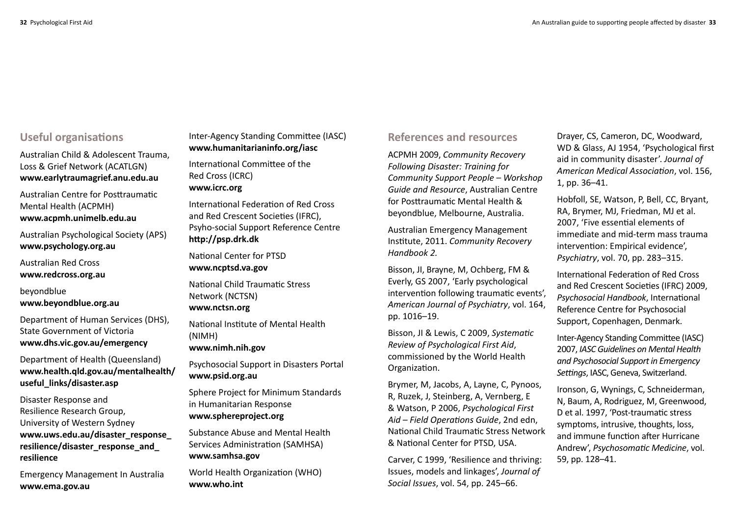## Useful organisations

Australian Child & Adolescent Trauma, Loss & Grief Network (ACATLGN)
**www.earlytraumagrief.anu.edu.au**

Australian Centre for Posttraumatic Mental Health (ACPMH)
**www.acpmh.unimelb.edu.au**

Australian Psychological Society (APS)
**www.psychology.org.au**

Australian Red Cross
**www.redcross.org.au**

beyondblue
**www.beyondblue.org.au**

Department of Human Services (DHS), State Government of Victoria
**www.dhs.vic.gov.au/emergency**

Department of Health (Queensland)
**www.health.qld.gov.au/mentalhealth/useful_links/disaster.asp**

Disaster Response and Resilience Research Group, University of Western Sydney
**www.uws.edu.au/disaster_response_resilience/disaster_response_and_resilience**

Emergency Management In Australia
**www.ema.gov.au**

Inter-Agency Standing Committee (IASC)
**www.humanitarianinfo.org/iasc**

International Committee of the Red Cross (ICRC)
**www.icrc.org**

International Federation of Red Cross and Red Crescent Societies (IFRC), Psyho-social Support Reference Centre
**http://psp.drk.dk**

National Center for PTSD
**www.ncptsd.va.gov**

National Child Traumatic Stress Network (NCTSN)
**www.nctsn.org**

National Institute of Mental Health (NIMH)
**www.nimh.nih.gov**

Psychosocial Support in Disasters Portal
**www.psid.org.au**

Sphere Project for Minimum Standards in Humanitarian Response
**www.sphereproject.org**

Substance Abuse and Mental Health Services Administration (SAMHSA)
**www.samhsa.gov**

World Health Organization (WHO)
**www.who.int**

## References and resources

ACPMH 2009, *Community Recovery Following Disaster: Training for Community Support People – Workshop Guide and Resource*, Australian Centre for Posttraumatic Mental Health & beyondblue, Melbourne, Australia.

Australian Emergency Management Institute, 2011. *Community Recovery Handbook 2.*

Bisson, JI, Brayne, M, Ochberg, FM & Everly, GS 2007, 'Early psychological intervention following traumatic events', *American Journal of Psychiatry*, vol. 164, pp. 1016–19.

Bisson, JI & Lewis, C 2009, *Systematic Review of Psychological First Aid*, commissioned by the World Health Organization.

Brymer, M, Jacobs, A, Layne, C, Pynoos, R, Ruzek, J, Steinberg, A, Vernberg, E & Watson, P 2006, *Psychological First Aid – Field Operations Guide*, 2nd edn, National Child Traumatic Stress Network & National Center for PTSD, USA.

Carver, C 1999, 'Resilience and thriving: Issues, models and linkages', *Journal of Social Issues*, vol. 54, pp. 245–66.

Drayer, CS, Cameron, DC, Woodward, WD & Glass, AJ 1954, 'Psychological first aid in community disaster'. *Journal of American Medical Association*, vol. 156, 1, pp. 36–41.

Hobfoll, SE, Watson, P, Bell, CC, Bryant, RA, Brymer, MJ, Friedman, MJ et al. 2007, 'Five essential elements of immediate and mid-term mass trauma intervention: Empirical evidence', *Psychiatry*, vol. 70, pp. 283–315.

International Federation of Red Cross and Red Crescent Societies (IFRC) 2009, *Psychosocial Handbook*, International Reference Centre for Psychosocial Support, Copenhagen, Denmark.

Inter-Agency Standing Committee (IASC) 2007, *IASC Guidelines on Mental Health and Psychosocial Support in Emergency Settings*, IASC, Geneva, Switzerland.

Ironson, G, Wynings, C, Schneiderman, N, Baum, A, Rodriguez, M, Greenwood, D et al. 1997, 'Post-traumatic stress symptoms, intrusive, thoughts, loss, and immune function after Hurricane Andrew', *Psychosomatic Medicine*, vol. 59, pp. 128–41.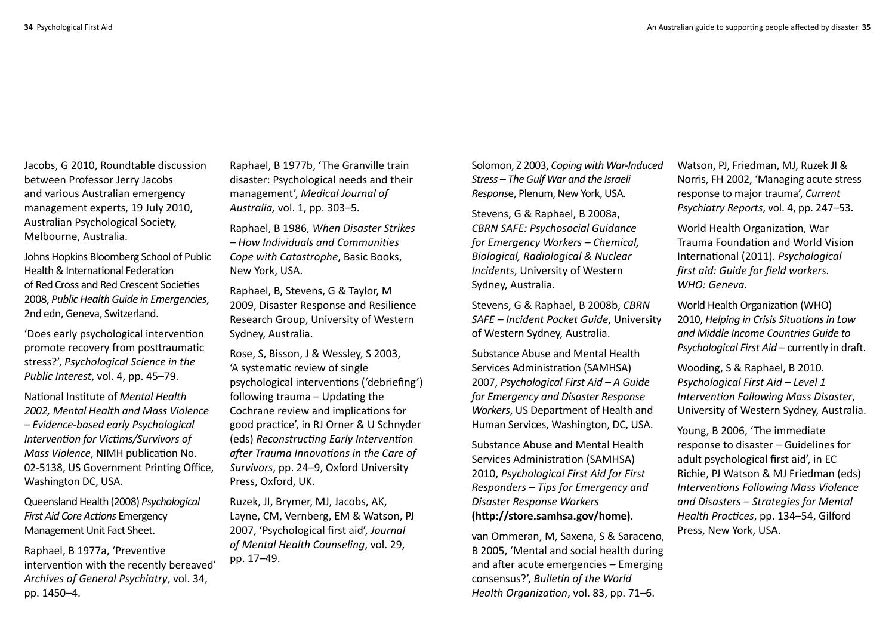Jacobs, G 2010, Roundtable discussion between Professor Jerry Jacobs and various Australian emergency management experts, 19 July 2010, Australian Psychological Society, Melbourne, Australia.

Johns Hopkins Bloomberg School of Public Health & International Federation of Red Cross and Red Crescent Societies 2008, *Public Health Guide in Emergencies*, 2nd edn, Geneva, Switzerland.

'Does early psychological intervention promote recovery from posttraumatic stress?', *Psychological Science in the Public Interest*, vol. 4, pp. 45–79.

National Institute of *Mental Health 2002, Mental Health and Mass Violence – Evidence-based early Psychological Intervention for Victims/Survivors of Mass Violence*, NIMH publication No. 02-5138, US Government Printing Office, Washington DC, USA.

Queensland Health (2008) *Psychological First Aid Core Actions* Emergency Management Unit Fact Sheet.

Raphael, B 1977a, 'Preventive intervention with the recently bereaved' *Archives of General Psychiatry*, vol. 34, pp. 1450–4.

Raphael, B 1977b, 'The Granville train disaster: Psychological needs and their management', *Medical Journal of Australia,* vol. 1, pp. 303–5.

Raphael, B 1986, *When Disaster Strikes – How Individuals and Communities Cope with Catastrophe*, Basic Books, New York, USA.

Raphael, B, Stevens, G & Taylor, M 2009, Disaster Response and Resilience Research Group, University of Western Sydney, Australia.

Rose, S, Bisson, J & Wessley, S 2003, 'A systematic review of single psychological interventions ('debriefing') following trauma – Updating the Cochrane review and implications for good practice', in RJ Orner & U Schnyder (eds) *Reconstructing Early Intervention after Trauma Innovations in the Care of Survivors*, pp. 24–9, Oxford University Press, Oxford, UK.

Ruzek, JI, Brymer, MJ, Jacobs, AK, Layne, CM, Vernberg, EM & Watson, PJ 2007, 'Psychological first aid', *Journal of Mental Health Counseling*, vol. 29, pp. 17–49.

Solomon, Z 2003, *Coping with War-Induced Stress – The Gulf War and the Israeli Respons*e, Plenum, New York, USA.

Stevens, G & Raphael, B 2008a, *CBRN SAFE: Psychosocial Guidance for Emergency Workers – Chemical, Biological, Radiological & Nuclear Incidents*, University of Western Sydney, Australia.

Stevens, G & Raphael, B 2008b, *CBRN SAFE – Incident Pocket Guide*, University of Western Sydney, Australia.

Substance Abuse and Mental Health Services Administration (SAMHSA) 2007, *Psychological First Aid – A Guide for Emergency and Disaster Response Workers*, US Department of Health and Human Services, Washington, DC, USA.

Substance Abuse and Mental Health Services Administration (SAMHSA) 2010, *Psychological First Aid for First Responders – Tips for Emergency and Disaster Response Workers* **(http://store.samhsa.gov/home)**.

van Ommeran, M, Saxena, S & Saraceno, B 2005, 'Mental and social health during and after acute emergencies – Emerging consensus?', *Bulletin of the World Health Organization*, vol. 83, pp. 71–6.

Watson, PJ, Friedman, MJ, Ruzek JI & Norris, FH 2002, 'Managing acute stress response to major trauma', *Current Psychiatry Reports*, vol. 4, pp. 247–53.

World Health Organization, War Trauma Foundation and World Vision International (2011). *Psychological first aid: Guide for field workers. WHO: Geneva*.

World Health Organization (WHO) 2010, *Helping in Crisis Situations in Low and Middle Income Countries Guide to Psychological First Aid* – currently in draft.

Wooding, S & Raphael, B 2010. *Psychological First Aid – Level 1 Intervention Following Mass Disaster*, University of Western Sydney, Australia.

Young, B 2006, 'The immediate response to disaster – Guidelines for adult psychological first aid', in EC Richie, PJ Watson & MJ Friedman (eds) *Interventions Following Mass Violence and Disasters – Strategies for Mental Health Practices*, pp. 134–54, Gilford Press, New York, USA.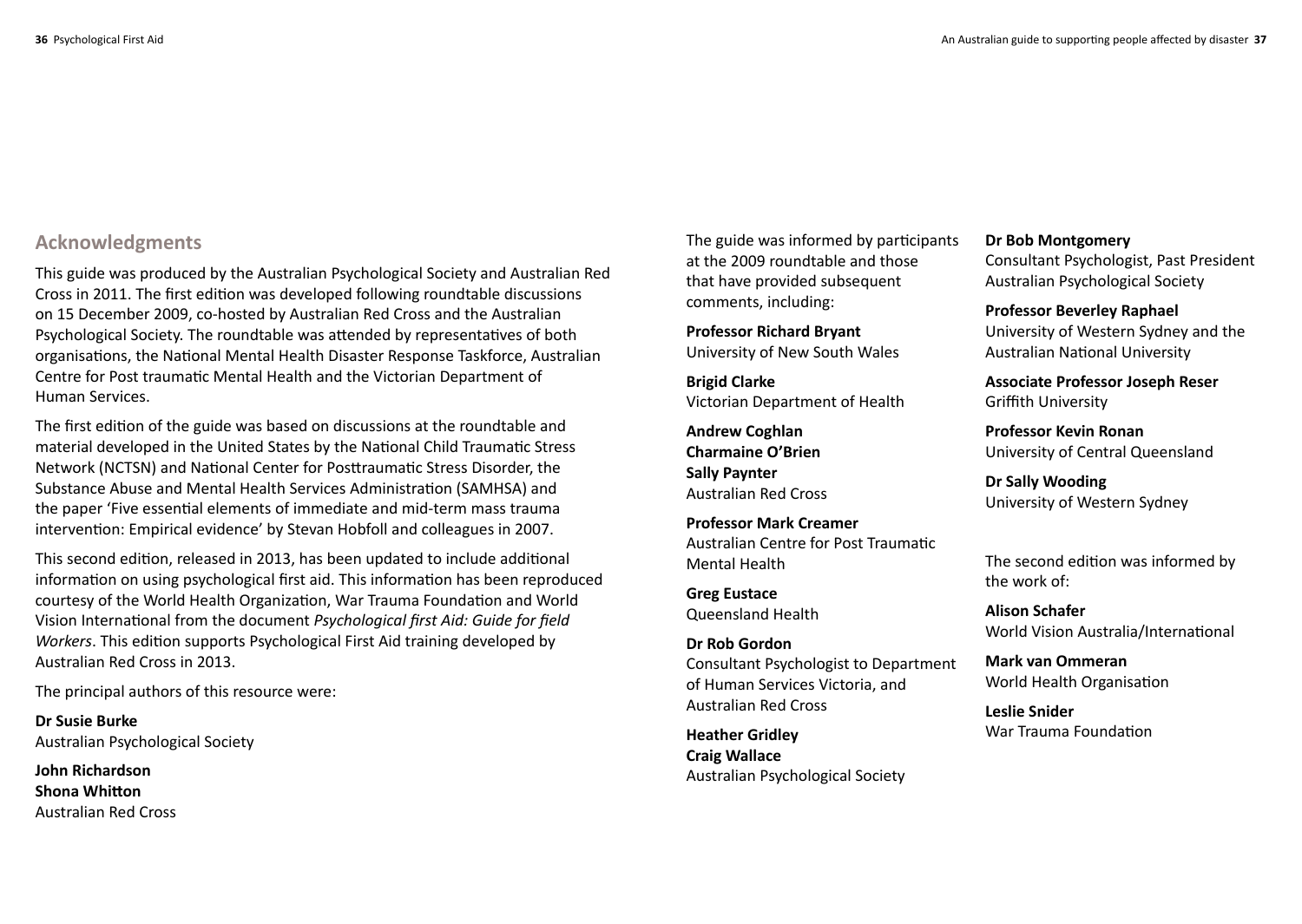## Acknowledgments

This guide was produced by the Australian Psychological Society and Australian Red Cross in 2011. The first edition was developed following roundtable discussions on 15 December 2009, co-hosted by Australian Red Cross and the Australian Psychological Society. The roundtable was attended by representatives of both organisations, the National Mental Health Disaster Response Taskforce, Australian Centre for Post traumatic Mental Health and the Victorian Department of Human Services.

The first edition of the guide was based on discussions at the roundtable and material developed in the United States by the National Child Traumatic Stress Network (NCTSN) and National Center for Posttraumatic Stress Disorder, the Substance Abuse and Mental Health Services Administration (SAMHSA) and the paper 'Five essential elements of immediate and mid-term mass trauma intervention: Empirical evidence' by Stevan Hobfoll and colleagues in 2007.

This second edition, released in 2013, has been updated to include additional information on using psychological first aid. This information has been reproduced courtesy of the World Health Organization, War Trauma Foundation and World Vision International from the document *Psychological first Aid: Guide for field Workers*. This edition supports Psychological First Aid training developed by Australian Red Cross in 2013.

The principal authors of this resource were:

**Dr Susie Burke**
Australian Psychological Society

**John Richardson**
**Shona Whitton**
Australian Red Cross

The guide was informed by participants at the 2009 roundtable and those that have provided subsequent comments, including:

**Professor Richard Bryant**
University of New South Wales

**Brigid Clarke**
Victorian Department of Health

**Andrew Coghlan**
**Charmaine O'Brien**
**Sally Paynter**
Australian Red Cross

**Professor Mark Creamer**
Australian Centre for Post Traumatic Mental Health

**Greg Eustace**
Queensland Health

**Dr Rob Gordon**
Consultant Psychologist to Department of Human Services Victoria, and Australian Red Cross

**Heather Gridley**
**Craig Wallace**
Australian Psychological Society

**Dr Bob Montgomery**
Consultant Psychologist, Past President Australian Psychological Society

**Professor Beverley Raphael**
University of Western Sydney and the Australian National University

**Associate Professor Joseph Reser**
Griffith University

**Professor Kevin Ronan**
University of Central Queensland

**Dr Sally Wooding**
University of Western Sydney

The second edition was informed by the work of:

**Alison Schafer**
World Vision Australia/International

**Mark van Ommeran**
World Health Organisation

**Leslie Snider**
War Trauma Foundation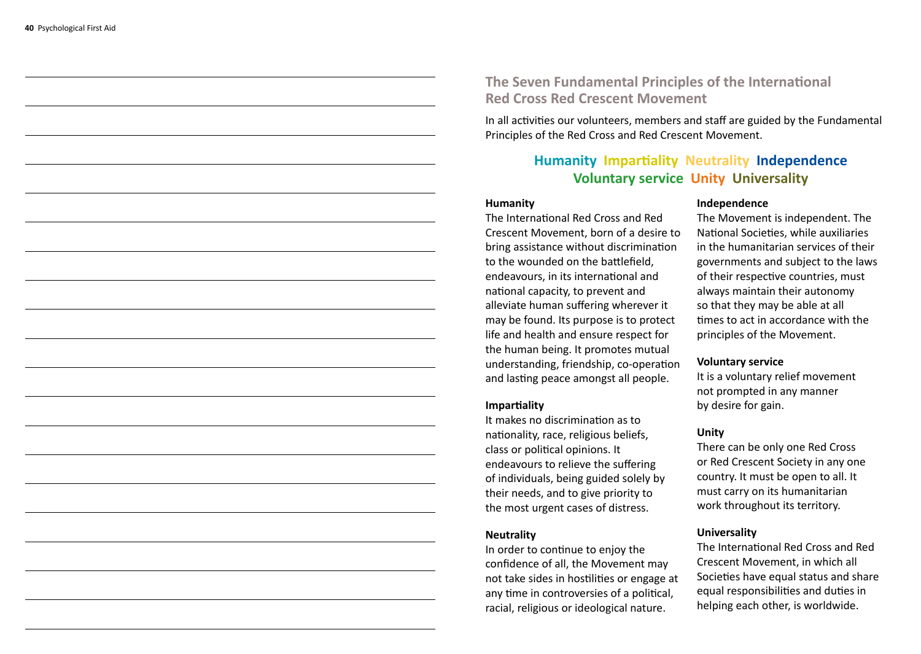## The Seven Fundamental Principles of the International Red Cross Red Crescent Movement

In all activities our volunteers, members and staff are guided by the Fundamental Principles of the Red Cross and Red Crescent Movement.

**Humanity Impartiality Neutrality Independence Voluntary service Unity Universality**

### Humanity

The International Red Cross and Red Crescent Movement, born of a desire to bring assistance without discrimination to the wounded on the battlefield, endeavours, in its international and national capacity, to prevent and alleviate human suffering wherever it may be found. Its purpose is to protect life and health and ensure respect for the human being. It promotes mutual understanding, friendship, co-operation and lasting peace amongst all people.

### Impartiality

It makes no discrimination as to nationality, race, religious beliefs, class or political opinions. It endeavours to relieve the suffering of individuals, being guided solely by their needs, and to give priority to the most urgent cases of distress.

### Neutrality

In order to continue to enjoy the confidence of all, the Movement may not take sides in hostilities or engage at any time in controversies of a political, racial, religious or ideological nature.

### Independence

The Movement is independent. The National Societies, while auxiliaries in the humanitarian services of their governments and subject to the laws of their respective countries, must always maintain their autonomy so that they may be able at all times to act in accordance with the principles of the Movement.

### Voluntary service

It is a voluntary relief movement not prompted in any manner by desire for gain.

### Unity

There can be only one Red Cross or Red Crescent Society in any one country. It must be open to all. It must carry on its humanitarian work throughout its territory.

### Universality

The International Red Cross and Red Crescent Movement, in which all Societies have equal status and share equal responsibilities and duties in helping each other, is worldwide.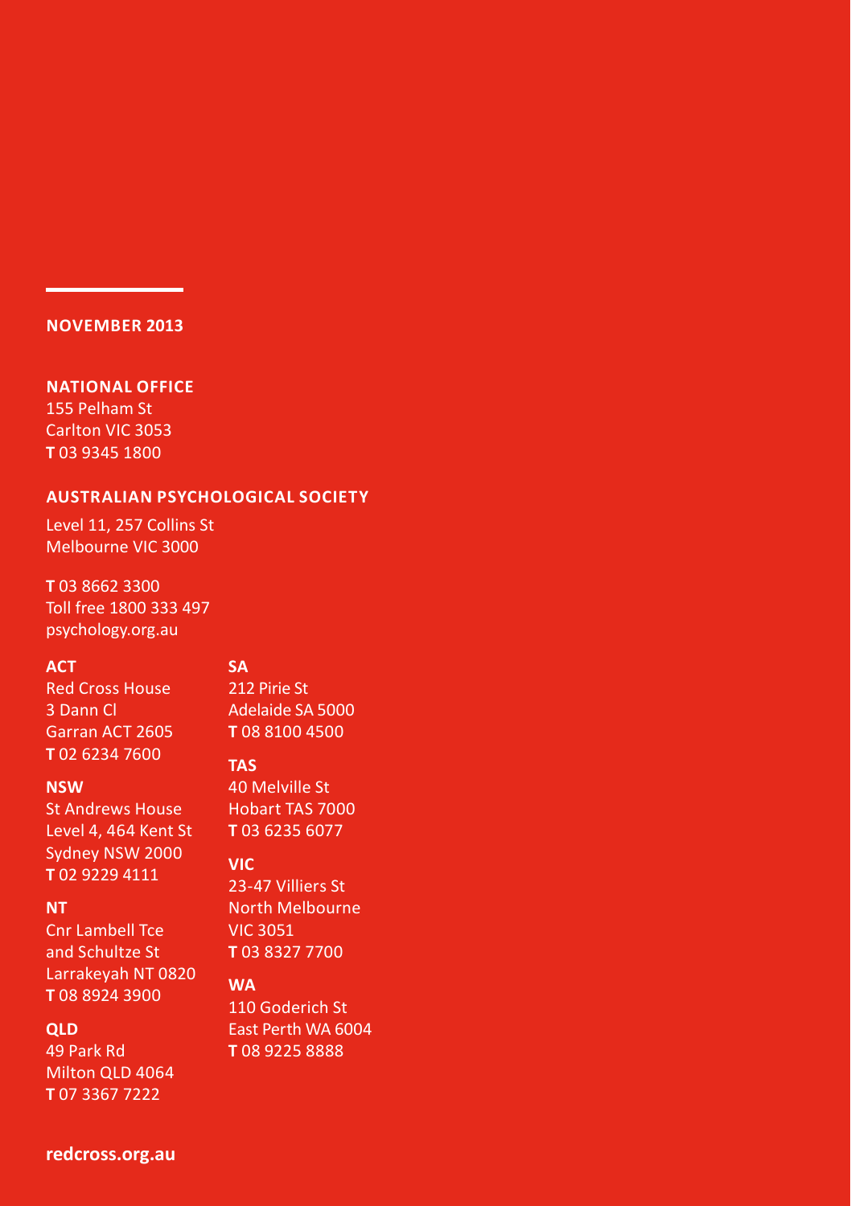**NOVEMBER 2013**

**NATIONAL OFFICE**
155 Pelham St
Carlton VIC 3053
**T** 03 9345 1800

**AUSTRALIAN PSYCHOLOGICAL SOCIETY**

Level 11, 257 Collins St
Melbourne VIC 3000

**T** 03 8662 3300
Toll free 1800 333 497
psychology.org.au

**ACT**
Red Cross House
3 Dann Cl
Garran ACT 2605
**T** 02 6234 7600

**NSW**
St Andrews House
Level 4, 464 Kent St
Sydney NSW 2000
**T** 02 9229 4111

**NT**
Cnr Lambell Tce
and Schultze St
Larrakeyah NT 0820
**T** 08 8924 3900

**QLD**
49 Park Rd
Milton QLD 4064
**T** 07 3367 7222

**SA**
212 Pirie St
Adelaide SA 5000
**T** 08 8100 4500

**TAS**
40 Melville St
Hobart TAS 7000
**T** 03 6235 6077

**VIC**
23-47 Villiers St
North Melbourne
VIC 3051
**T** 03 8327 7700

**WA**
110 Goderich St
East Perth WA 6004
**T** 08 9225 8888

**redcross.org.au**